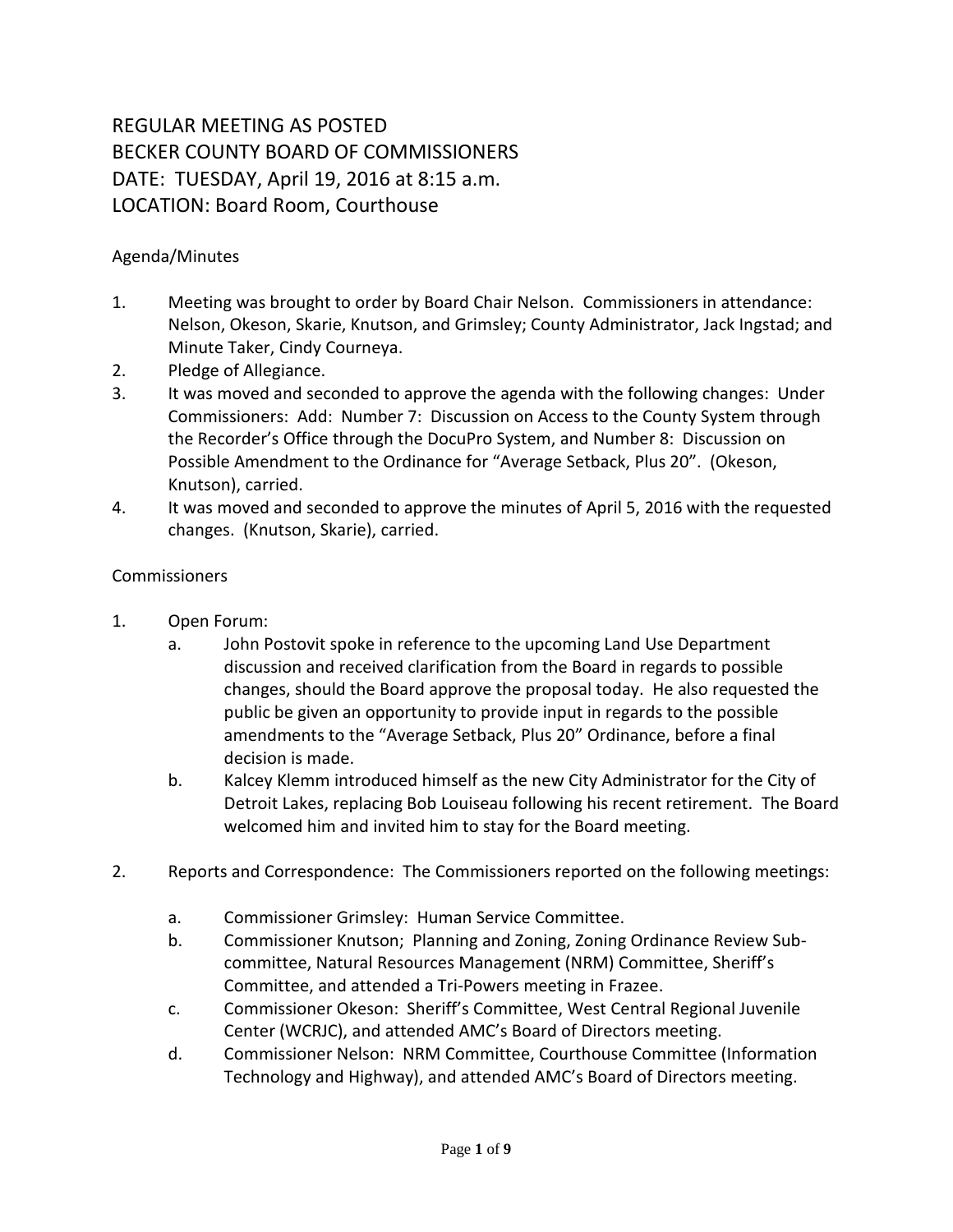# REGULAR MEETING AS POSTED
# BECKER COUNTY BOARD OF COMMISSIONERS
# DATE: TUESDAY, April 19, 2016 at 8:15 a.m.
# LOCATION: Board Room, Courthouse

Agenda/Minutes

1. Meeting was brought to order by Board Chair Nelson. Commissioners in attendance: Nelson, Okeson, Skarie, Knutson, and Grimsley; County Administrator, Jack Ingstad; and Minute Taker, Cindy Courneya.
2. Pledge of Allegiance.
3. It was moved and seconded to approve the agenda with the following changes: Under Commissioners: Add: Number 7: Discussion on Access to the County System through the Recorder's Office through the DocuPro System, and Number 8: Discussion on Possible Amendment to the Ordinance for "Average Setback, Plus 20". (Okeson, Knutson), carried.
4. It was moved and seconded to approve the minutes of April 5, 2016 with the requested changes. (Knutson, Skarie), carried.

Commissioners

1. Open Forum:
   a. John Postovit spoke in reference to the upcoming Land Use Department discussion and received clarification from the Board in regards to possible changes, should the Board approve the proposal today. He also requested the public be given an opportunity to provide input in regards to the possible amendments to the "Average Setback, Plus 20" Ordinance, before a final decision is made.
   b. Kalcey Klemm introduced himself as the new City Administrator for the City of Detroit Lakes, replacing Bob Louiseau following his recent retirement. The Board welcomed him and invited him to stay for the Board meeting.

2. Reports and Correspondence: The Commissioners reported on the following meetings:

   a. Commissioner Grimsley: Human Service Committee.
   b. Commissioner Knutson; Planning and Zoning, Zoning Ordinance Review Sub-committee, Natural Resources Management (NRM) Committee, Sheriff's Committee, and attended a Tri-Powers meeting in Frazee.
   c. Commissioner Okeson: Sheriff's Committee, West Central Regional Juvenile Center (WCRJC), and attended AMC's Board of Directors meeting.
   d. Commissioner Nelson: NRM Committee, Courthouse Committee (Information Technology and Highway), and attended AMC's Board of Directors meeting.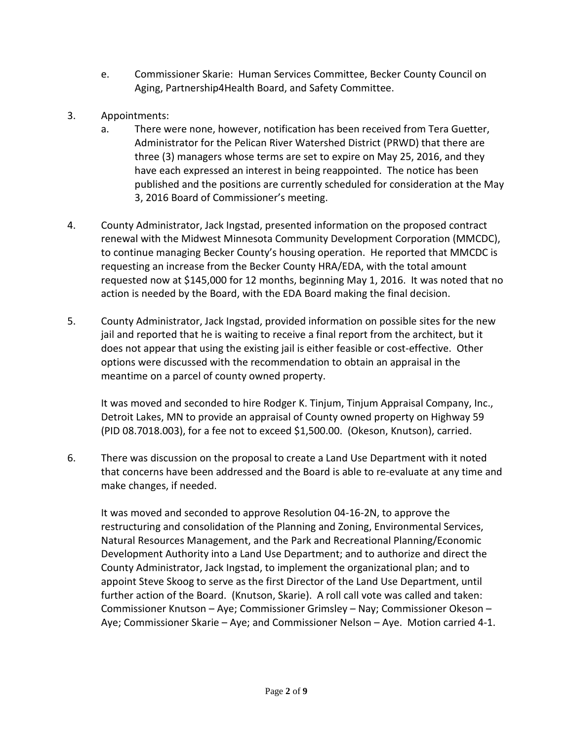e. Commissioner Skarie: Human Services Committee, Becker County Council on Aging, Partnership4Health Board, and Safety Committee.

3. Appointments:
   a. There were none, however, notification has been received from Tera Guetter, Administrator for the Pelican River Watershed District (PRWD) that there are three (3) managers whose terms are set to expire on May 25, 2016, and they have each expressed an interest in being reappointed. The notice has been published and the positions are currently scheduled for consideration at the May 3, 2016 Board of Commissioner's meeting.

4. County Administrator, Jack Ingstad, presented information on the proposed contract renewal with the Midwest Minnesota Community Development Corporation (MMCDC), to continue managing Becker County's housing operation. He reported that MMCDC is requesting an increase from the Becker County HRA/EDA, with the total amount requested now at $145,000 for 12 months, beginning May 1, 2016. It was noted that no action is needed by the Board, with the EDA Board making the final decision.

5. County Administrator, Jack Ingstad, provided information on possible sites for the new jail and reported that he is waiting to receive a final report from the architect, but it does not appear that using the existing jail is either feasible or cost-effective. Other options were discussed with the recommendation to obtain an appraisal in the meantime on a parcel of county owned property.

   It was moved and seconded to hire Rodger K. Tinjum, Tinjum Appraisal Company, Inc., Detroit Lakes, MN to provide an appraisal of County owned property on Highway 59 (PID 08.7018.003), for a fee not to exceed $1,500.00. (Okeson, Knutson), carried.

6. There was discussion on the proposal to create a Land Use Department with it noted that concerns have been addressed and the Board is able to re-evaluate at any time and make changes, if needed.

   It was moved and seconded to approve Resolution 04-16-2N, to approve the restructuring and consolidation of the Planning and Zoning, Environmental Services, Natural Resources Management, and the Park and Recreational Planning/Economic Development Authority into a Land Use Department; and to authorize and direct the County Administrator, Jack Ingstad, to implement the organizational plan; and to appoint Steve Skoog to serve as the first Director of the Land Use Department, until further action of the Board. (Knutson, Skarie). A roll call vote was called and taken: Commissioner Knutson – Aye; Commissioner Grimsley – Nay; Commissioner Okeson – Aye; Commissioner Skarie – Aye; and Commissioner Nelson – Aye. Motion carried 4-1.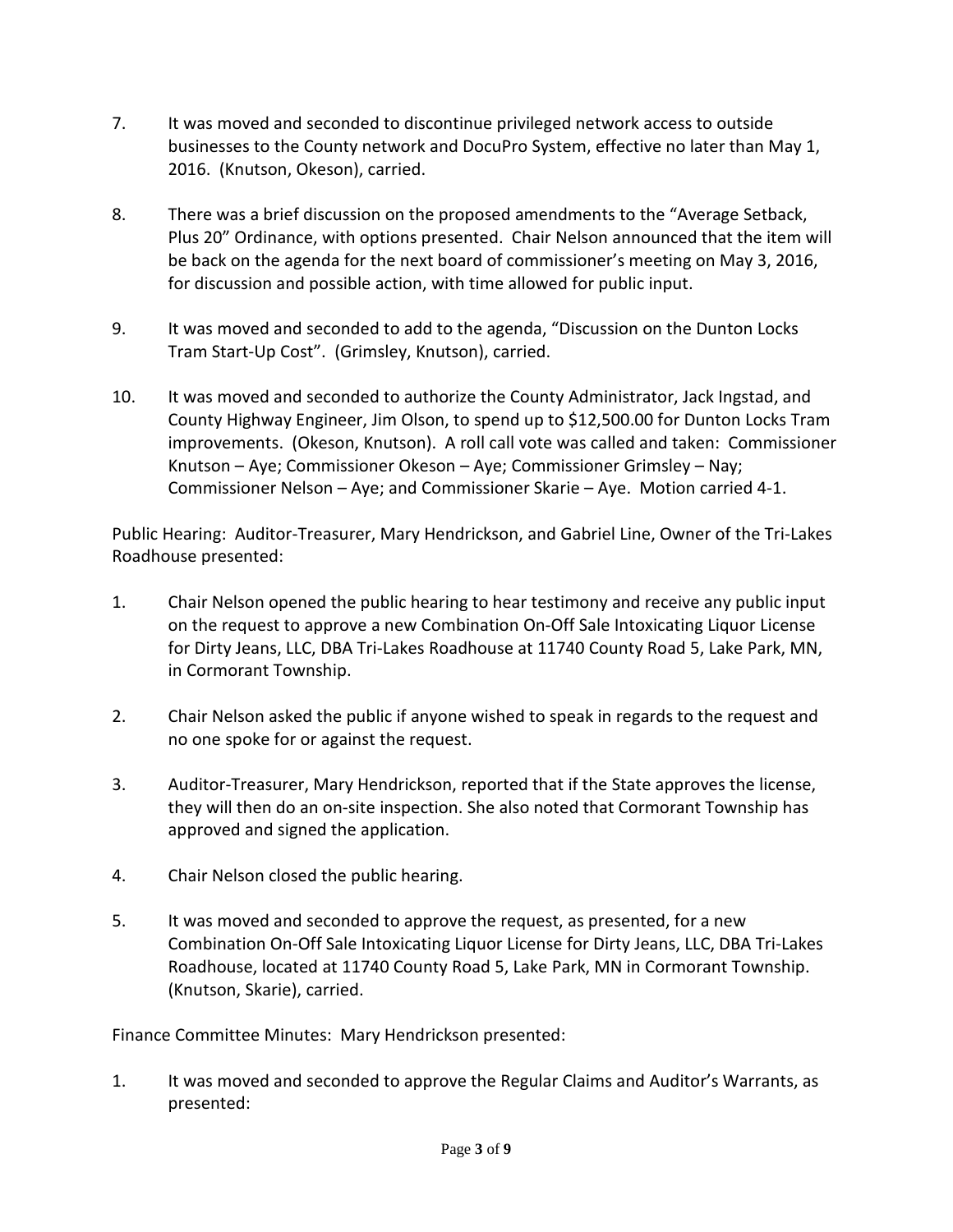7. It was moved and seconded to discontinue privileged network access to outside businesses to the County network and DocuPro System, effective no later than May 1, 2016. (Knutson, Okeson), carried.

8. There was a brief discussion on the proposed amendments to the "Average Setback, Plus 20" Ordinance, with options presented. Chair Nelson announced that the item will be back on the agenda for the next board of commissioner's meeting on May 3, 2016, for discussion and possible action, with time allowed for public input.

9. It was moved and seconded to add to the agenda, "Discussion on the Dunton Locks Tram Start-Up Cost". (Grimsley, Knutson), carried.

10. It was moved and seconded to authorize the County Administrator, Jack Ingstad, and County Highway Engineer, Jim Olson, to spend up to $12,500.00 for Dunton Locks Tram improvements. (Okeson, Knutson). A roll call vote was called and taken: Commissioner Knutson – Aye; Commissioner Okeson – Aye; Commissioner Grimsley – Nay; Commissioner Nelson – Aye; and Commissioner Skarie – Aye. Motion carried 4-1.

Public Hearing: Auditor-Treasurer, Mary Hendrickson, and Gabriel Line, Owner of the Tri-Lakes Roadhouse presented:

1. Chair Nelson opened the public hearing to hear testimony and receive any public input on the request to approve a new Combination On-Off Sale Intoxicating Liquor License for Dirty Jeans, LLC, DBA Tri-Lakes Roadhouse at 11740 County Road 5, Lake Park, MN, in Cormorant Township.

2. Chair Nelson asked the public if anyone wished to speak in regards to the request and no one spoke for or against the request.

3. Auditor-Treasurer, Mary Hendrickson, reported that if the State approves the license, they will then do an on-site inspection. She also noted that Cormorant Township has approved and signed the application.

4. Chair Nelson closed the public hearing.

5. It was moved and seconded to approve the request, as presented, for a new Combination On-Off Sale Intoxicating Liquor License for Dirty Jeans, LLC, DBA Tri-Lakes Roadhouse, located at 11740 County Road 5, Lake Park, MN in Cormorant Township. (Knutson, Skarie), carried.

Finance Committee Minutes: Mary Hendrickson presented:

1. It was moved and seconded to approve the Regular Claims and Auditor's Warrants, as presented: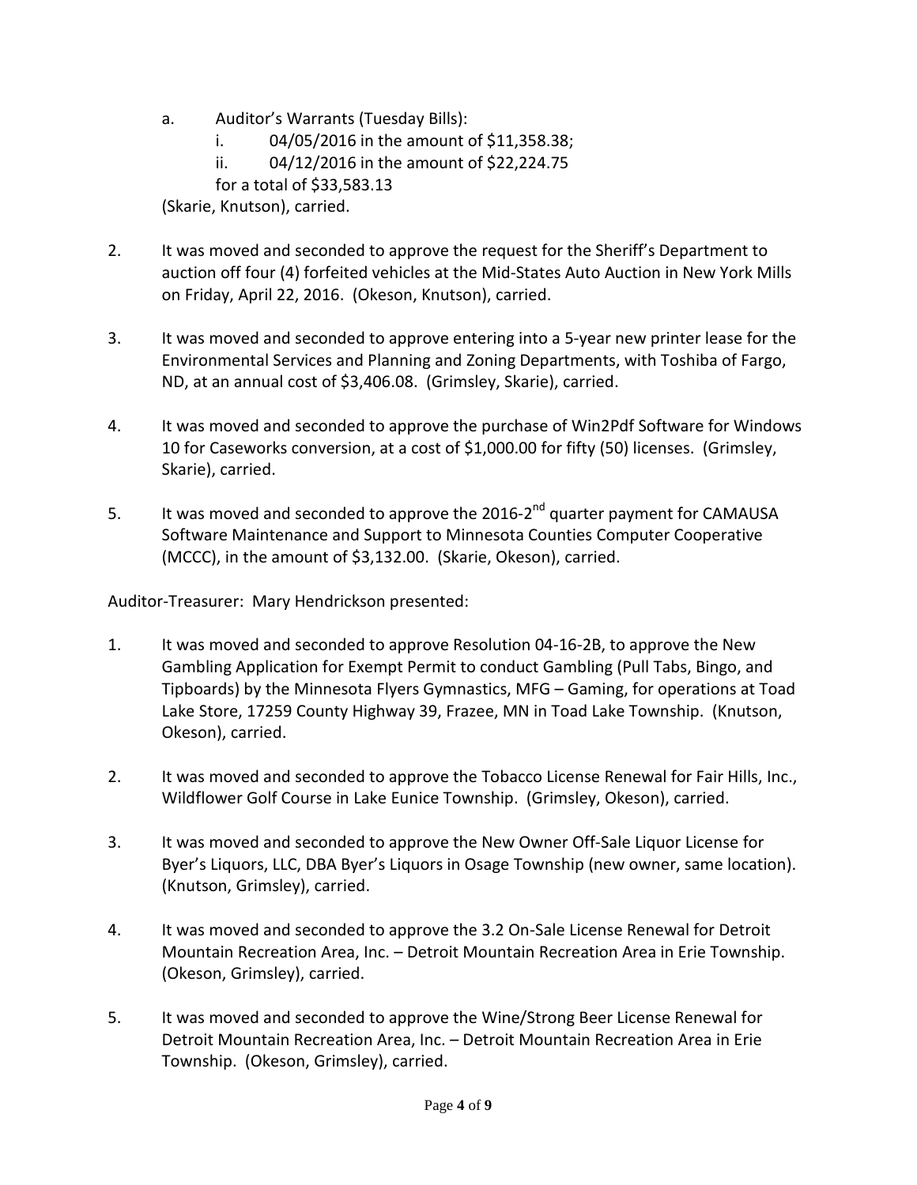a. Auditor's Warrants (Tuesday Bills):
   i. 04/05/2016 in the amount of $11,358.38;
   ii. 04/12/2016 in the amount of $22,224.75
   for a total of $33,583.13

(Skarie, Knutson), carried.

2. It was moved and seconded to approve the request for the Sheriff's Department to auction off four (4) forfeited vehicles at the Mid-States Auto Auction in New York Mills on Friday, April 22, 2016. (Okeson, Knutson), carried.

3. It was moved and seconded to approve entering into a 5-year new printer lease for the Environmental Services and Planning and Zoning Departments, with Toshiba of Fargo, ND, at an annual cost of $3,406.08. (Grimsley, Skarie), carried.

4. It was moved and seconded to approve the purchase of Win2Pdf Software for Windows 10 for Caseworks conversion, at a cost of $1,000.00 for fifty (50) licenses. (Grimsley, Skarie), carried.

5. It was moved and seconded to approve the 2016-2nd quarter payment for CAMAUSA Software Maintenance and Support to Minnesota Counties Computer Cooperative (MCCC), in the amount of $3,132.00. (Skarie, Okeson), carried.

Auditor-Treasurer: Mary Hendrickson presented:

1. It was moved and seconded to approve Resolution 04-16-2B, to approve the New Gambling Application for Exempt Permit to conduct Gambling (Pull Tabs, Bingo, and Tipboards) by the Minnesota Flyers Gymnastics, MFG – Gaming, for operations at Toad Lake Store, 17259 County Highway 39, Frazee, MN in Toad Lake Township. (Knutson, Okeson), carried.

2. It was moved and seconded to approve the Tobacco License Renewal for Fair Hills, Inc., Wildflower Golf Course in Lake Eunice Township. (Grimsley, Okeson), carried.

3. It was moved and seconded to approve the New Owner Off-Sale Liquor License for Byer's Liquors, LLC, DBA Byer's Liquors in Osage Township (new owner, same location). (Knutson, Grimsley), carried.

4. It was moved and seconded to approve the 3.2 On-Sale License Renewal for Detroit Mountain Recreation Area, Inc. – Detroit Mountain Recreation Area in Erie Township. (Okeson, Grimsley), carried.

5. It was moved and seconded to approve the Wine/Strong Beer License Renewal for Detroit Mountain Recreation Area, Inc. – Detroit Mountain Recreation Area in Erie Township. (Okeson, Grimsley), carried.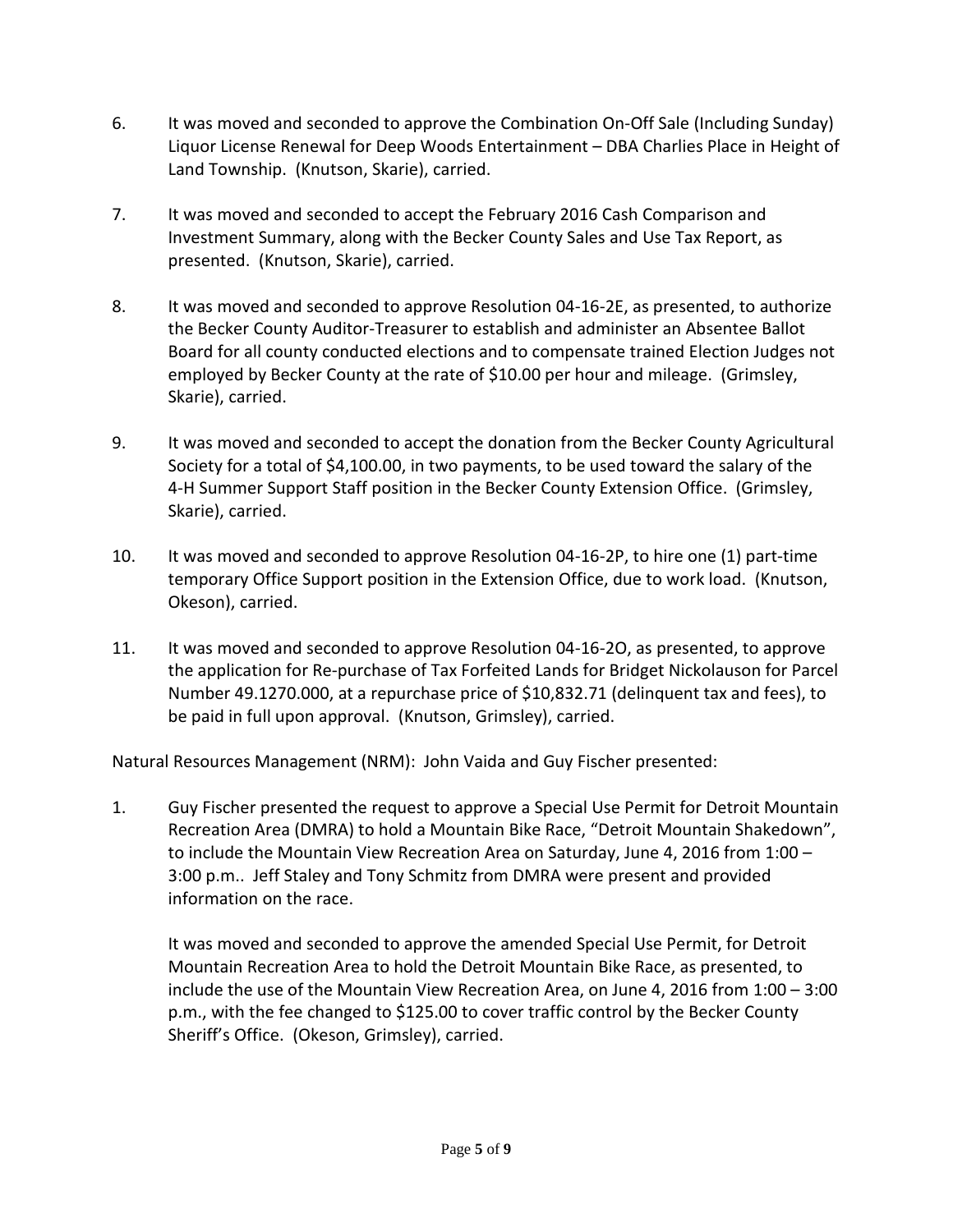6. It was moved and seconded to approve the Combination On-Off Sale (Including Sunday) Liquor License Renewal for Deep Woods Entertainment – DBA Charlies Place in Height of Land Township. (Knutson, Skarie), carried.

7. It was moved and seconded to accept the February 2016 Cash Comparison and Investment Summary, along with the Becker County Sales and Use Tax Report, as presented. (Knutson, Skarie), carried.

8. It was moved and seconded to approve Resolution 04-16-2E, as presented, to authorize the Becker County Auditor-Treasurer to establish and administer an Absentee Ballot Board for all county conducted elections and to compensate trained Election Judges not employed by Becker County at the rate of $10.00 per hour and mileage. (Grimsley, Skarie), carried.

9. It was moved and seconded to accept the donation from the Becker County Agricultural Society for a total of $4,100.00, in two payments, to be used toward the salary of the 4-H Summer Support Staff position in the Becker County Extension Office. (Grimsley, Skarie), carried.

10. It was moved and seconded to approve Resolution 04-16-2P, to hire one (1) part-time temporary Office Support position in the Extension Office, due to work load. (Knutson, Okeson), carried.

11. It was moved and seconded to approve Resolution 04-16-2O, as presented, to approve the application for Re-purchase of Tax Forfeited Lands for Bridget Nickolauson for Parcel Number 49.1270.000, at a repurchase price of $10,832.71 (delinquent tax and fees), to be paid in full upon approval. (Knutson, Grimsley), carried.

Natural Resources Management (NRM): John Vaida and Guy Fischer presented:

1. Guy Fischer presented the request to approve a Special Use Permit for Detroit Mountain Recreation Area (DMRA) to hold a Mountain Bike Race, "Detroit Mountain Shakedown", to include the Mountain View Recreation Area on Saturday, June 4, 2016 from 1:00 – 3:00 p.m.. Jeff Staley and Tony Schmitz from DMRA were present and provided information on the race.

   It was moved and seconded to approve the amended Special Use Permit, for Detroit Mountain Recreation Area to hold the Detroit Mountain Bike Race, as presented, to include the use of the Mountain View Recreation Area, on June 4, 2016 from 1:00 – 3:00 p.m., with the fee changed to $125.00 to cover traffic control by the Becker County Sheriff's Office. (Okeson, Grimsley), carried.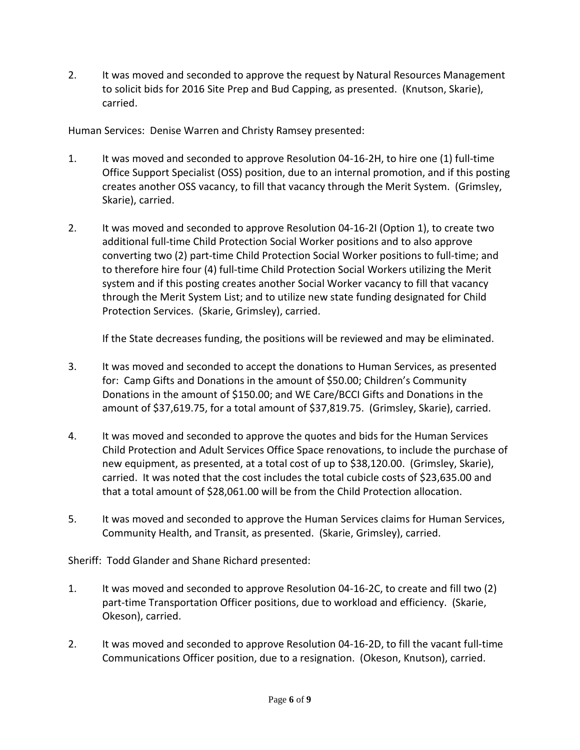2. It was moved and seconded to approve the request by Natural Resources Management to solicit bids for 2016 Site Prep and Bud Capping, as presented. (Knutson, Skarie), carried.

Human Services: Denise Warren and Christy Ramsey presented:

1. It was moved and seconded to approve Resolution 04-16-2H, to hire one (1) full-time Office Support Specialist (OSS) position, due to an internal promotion, and if this posting creates another OSS vacancy, to fill that vacancy through the Merit System. (Grimsley, Skarie), carried.

2. It was moved and seconded to approve Resolution 04-16-2I (Option 1), to create two additional full-time Child Protection Social Worker positions and to also approve converting two (2) part-time Child Protection Social Worker positions to full-time; and to therefore hire four (4) full-time Child Protection Social Workers utilizing the Merit system and if this posting creates another Social Worker vacancy to fill that vacancy through the Merit System List; and to utilize new state funding designated for Child Protection Services. (Skarie, Grimsley), carried.

   If the State decreases funding, the positions will be reviewed and may be eliminated.

3. It was moved and seconded to accept the donations to Human Services, as presented for: Camp Gifts and Donations in the amount of $50.00; Children's Community Donations in the amount of $150.00; and WE Care/BCCI Gifts and Donations in the amount of $37,619.75, for a total amount of $37,819.75. (Grimsley, Skarie), carried.

4. It was moved and seconded to approve the quotes and bids for the Human Services Child Protection and Adult Services Office Space renovations, to include the purchase of new equipment, as presented, at a total cost of up to $38,120.00. (Grimsley, Skarie), carried. It was noted that the cost includes the total cubicle costs of $23,635.00 and that a total amount of $28,061.00 will be from the Child Protection allocation.

5. It was moved and seconded to approve the Human Services claims for Human Services, Community Health, and Transit, as presented. (Skarie, Grimsley), carried.

Sheriff: Todd Glander and Shane Richard presented:

1. It was moved and seconded to approve Resolution 04-16-2C, to create and fill two (2) part-time Transportation Officer positions, due to workload and efficiency. (Skarie, Okeson), carried.

2. It was moved and seconded to approve Resolution 04-16-2D, to fill the vacant full-time Communications Officer position, due to a resignation. (Okeson, Knutson), carried.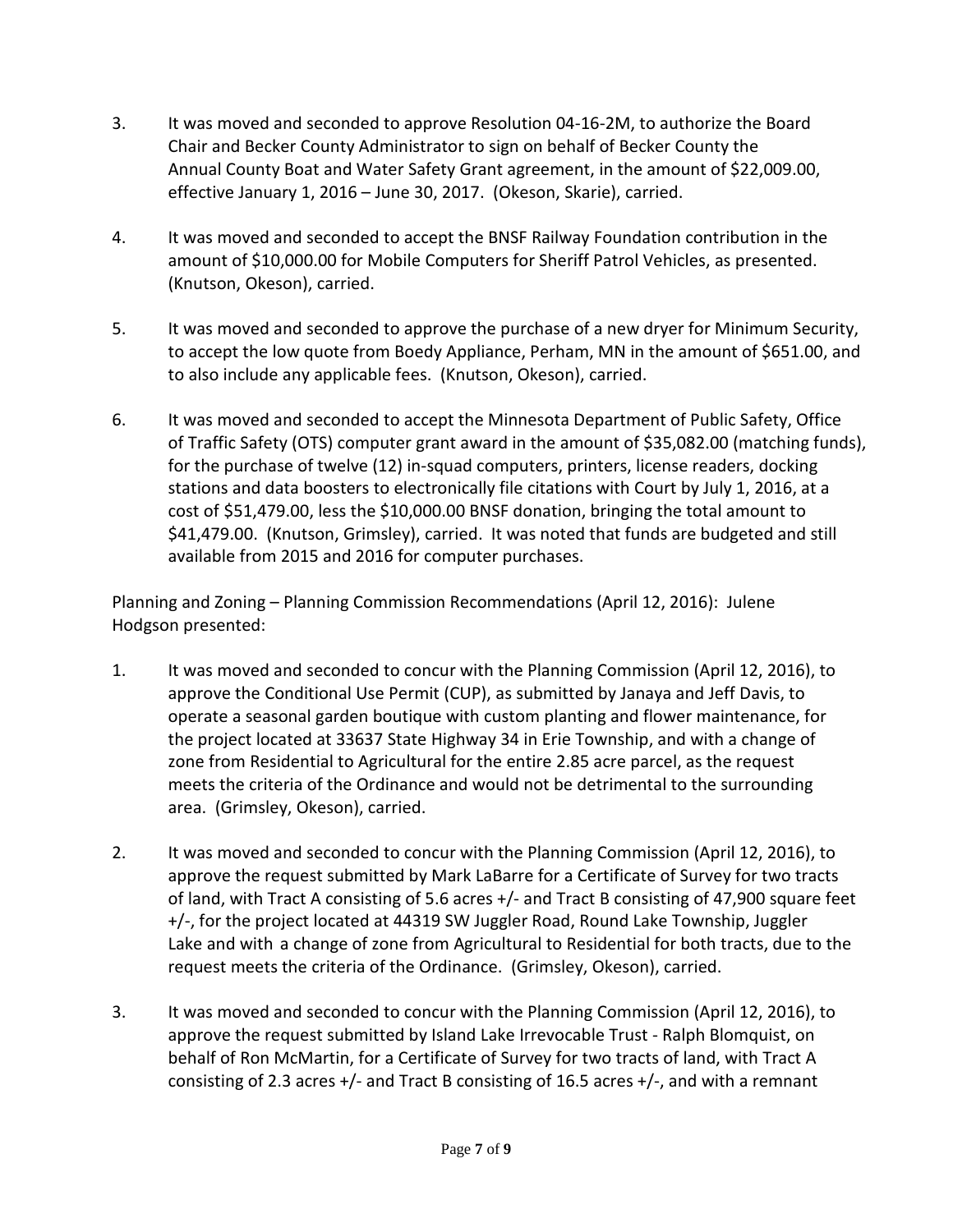3. It was moved and seconded to approve Resolution 04-16-2M, to authorize the Board Chair and Becker County Administrator to sign on behalf of Becker County the Annual County Boat and Water Safety Grant agreement, in the amount of $22,009.00, effective January 1, 2016 – June 30, 2017. (Okeson, Skarie), carried.

4. It was moved and seconded to accept the BNSF Railway Foundation contribution in the amount of $10,000.00 for Mobile Computers for Sheriff Patrol Vehicles, as presented. (Knutson, Okeson), carried.

5. It was moved and seconded to approve the purchase of a new dryer for Minimum Security, to accept the low quote from Boedy Appliance, Perham, MN in the amount of $651.00, and to also include any applicable fees. (Knutson, Okeson), carried.

6. It was moved and seconded to accept the Minnesota Department of Public Safety, Office of Traffic Safety (OTS) computer grant award in the amount of $35,082.00 (matching funds), for the purchase of twelve (12) in-squad computers, printers, license readers, docking stations and data boosters to electronically file citations with Court by July 1, 2016, at a cost of $51,479.00, less the $10,000.00 BNSF donation, bringing the total amount to $41,479.00. (Knutson, Grimsley), carried. It was noted that funds are budgeted and still available from 2015 and 2016 for computer purchases.

Planning and Zoning – Planning Commission Recommendations (April 12, 2016): Julene Hodgson presented:

1. It was moved and seconded to concur with the Planning Commission (April 12, 2016), to approve the Conditional Use Permit (CUP), as submitted by Janaya and Jeff Davis, to operate a seasonal garden boutique with custom planting and flower maintenance, for the project located at 33637 State Highway 34 in Erie Township, and with a change of zone from Residential to Agricultural for the entire 2.85 acre parcel, as the request meets the criteria of the Ordinance and would not be detrimental to the surrounding area. (Grimsley, Okeson), carried.

2. It was moved and seconded to concur with the Planning Commission (April 12, 2016), to approve the request submitted by Mark LaBarre for a Certificate of Survey for two tracts of land, with Tract A consisting of 5.6 acres +/- and Tract B consisting of 47,900 square feet +/-, for the project located at 44319 SW Juggler Road, Round Lake Township, Juggler Lake and with a change of zone from Agricultural to Residential for both tracts, due to the request meets the criteria of the Ordinance. (Grimsley, Okeson), carried.

3. It was moved and seconded to concur with the Planning Commission (April 12, 2016), to approve the request submitted by Island Lake Irrevocable Trust - Ralph Blomquist, on behalf of Ron McMartin, for a Certificate of Survey for two tracts of land, with Tract A consisting of 2.3 acres +/- and Tract B consisting of 16.5 acres +/-, and with a remnant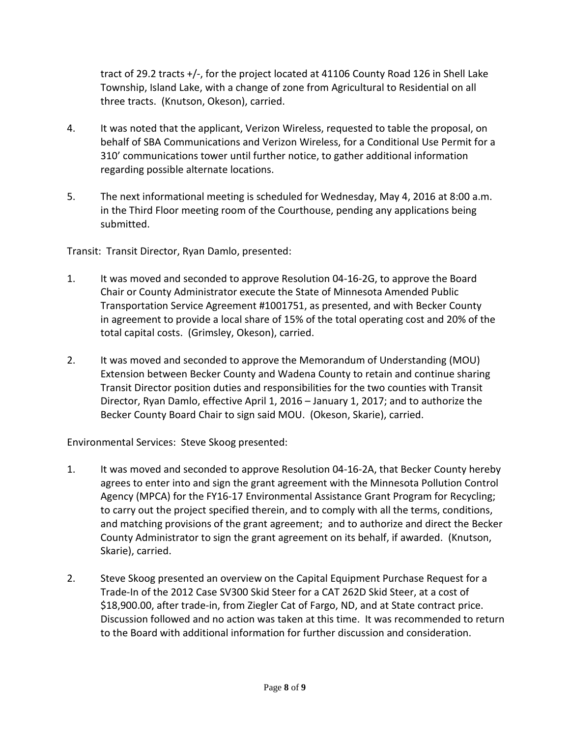tract of 29.2 tracts +/-, for the project located at 41106 County Road 126 in Shell Lake Township, Island Lake, with a change of zone from Agricultural to Residential on all three tracts. (Knutson, Okeson), carried.

4. It was noted that the applicant, Verizon Wireless, requested to table the proposal, on behalf of SBA Communications and Verizon Wireless, for a Conditional Use Permit for a 310' communications tower until further notice, to gather additional information regarding possible alternate locations.

5. The next informational meeting is scheduled for Wednesday, May 4, 2016 at 8:00 a.m. in the Third Floor meeting room of the Courthouse, pending any applications being submitted.

Transit: Transit Director, Ryan Damlo, presented:

1. It was moved and seconded to approve Resolution 04-16-2G, to approve the Board Chair or County Administrator execute the State of Minnesota Amended Public Transportation Service Agreement #1001751, as presented, and with Becker County in agreement to provide a local share of 15% of the total operating cost and 20% of the total capital costs. (Grimsley, Okeson), carried.

2. It was moved and seconded to approve the Memorandum of Understanding (MOU) Extension between Becker County and Wadena County to retain and continue sharing Transit Director position duties and responsibilities for the two counties with Transit Director, Ryan Damlo, effective April 1, 2016 – January 1, 2017; and to authorize the Becker County Board Chair to sign said MOU. (Okeson, Skarie), carried.

Environmental Services: Steve Skoog presented:

1. It was moved and seconded to approve Resolution 04-16-2A, that Becker County hereby agrees to enter into and sign the grant agreement with the Minnesota Pollution Control Agency (MPCA) for the FY16-17 Environmental Assistance Grant Program for Recycling; to carry out the project specified therein, and to comply with all the terms, conditions, and matching provisions of the grant agreement; and to authorize and direct the Becker County Administrator to sign the grant agreement on its behalf, if awarded. (Knutson, Skarie), carried.

2. Steve Skoog presented an overview on the Capital Equipment Purchase Request for a Trade-In of the 2012 Case SV300 Skid Steer for a CAT 262D Skid Steer, at a cost of $18,900.00, after trade-in, from Ziegler Cat of Fargo, ND, and at State contract price. Discussion followed and no action was taken at this time. It was recommended to return to the Board with additional information for further discussion and consideration.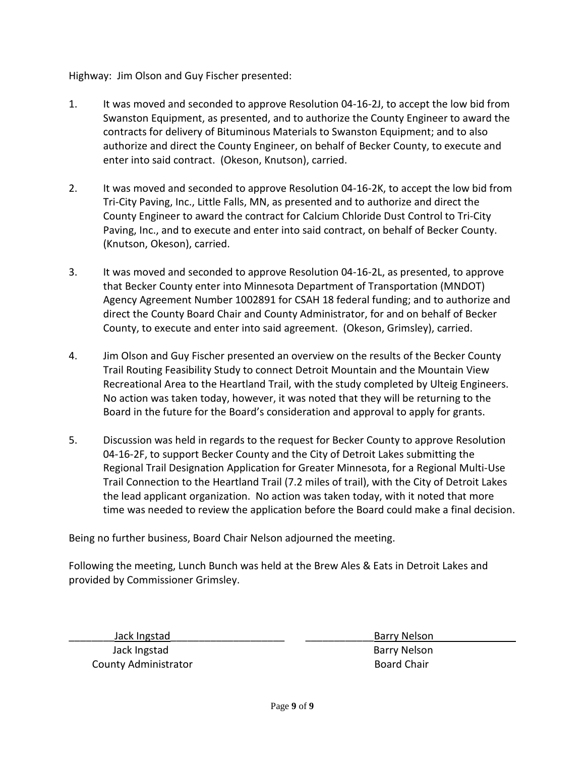Highway: Jim Olson and Guy Fischer presented:

1. It was moved and seconded to approve Resolution 04-16-2J, to accept the low bid from Swanston Equipment, as presented, and to authorize the County Engineer to award the contracts for delivery of Bituminous Materials to Swanston Equipment; and to also authorize and direct the County Engineer, on behalf of Becker County, to execute and enter into said contract. (Okeson, Knutson), carried.

2. It was moved and seconded to approve Resolution 04-16-2K, to accept the low bid from Tri-City Paving, Inc., Little Falls, MN, as presented and to authorize and direct the County Engineer to award the contract for Calcium Chloride Dust Control to Tri-City Paving, Inc., and to execute and enter into said contract, on behalf of Becker County. (Knutson, Okeson), carried.

3. It was moved and seconded to approve Resolution 04-16-2L, as presented, to approve that Becker County enter into Minnesota Department of Transportation (MNDOT) Agency Agreement Number 1002891 for CSAH 18 federal funding; and to authorize and direct the County Board Chair and County Administrator, for and on behalf of Becker County, to execute and enter into said agreement. (Okeson, Grimsley), carried.

4. Jim Olson and Guy Fischer presented an overview on the results of the Becker County Trail Routing Feasibility Study to connect Detroit Mountain and the Mountain View Recreational Area to the Heartland Trail, with the study completed by Ulteig Engineers. No action was taken today, however, it was noted that they will be returning to the Board in the future for the Board's consideration and approval to apply for grants.

5. Discussion was held in regards to the request for Becker County to approve Resolution 04-16-2F, to support Becker County and the City of Detroit Lakes submitting the Regional Trail Designation Application for Greater Minnesota, for a Regional Multi-Use Trail Connection to the Heartland Trail (7.2 miles of trail), with the City of Detroit Lakes the lead applicant organization. No action was taken today, with it noted that more time was needed to review the application before the Board could make a final decision.

Being no further business, Board Chair Nelson adjourned the meeting.

Following the meeting, Lunch Bunch was held at the Brew Ales & Eats in Detroit Lakes and provided by Commissioner Grimsley.

| | |
|---|---|
| Jack Ingstad | Barry Nelson |
| Jack Ingstad | Barry Nelson |
| County Administrator | Board Chair |